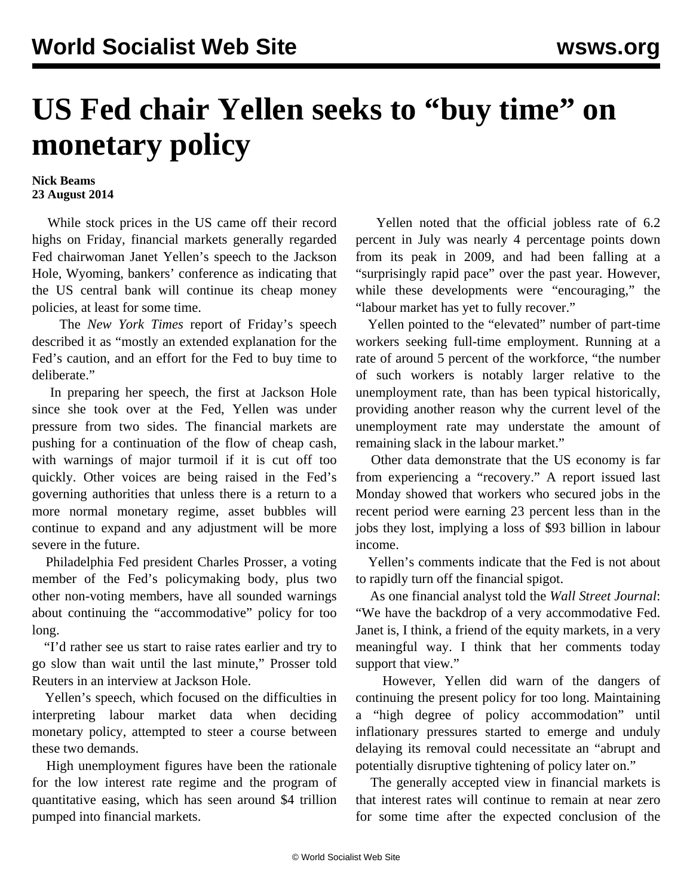# US Fed chair Yellen seeks to "buy time" on monetary policy

**Nick Beams**
**23 August 2014**

While stock prices in the US came off their record highs on Friday, financial markets generally regarded Fed chairwoman Janet Yellen's speech to the Jackson Hole, Wyoming, bankers' conference as indicating that the US central bank will continue its cheap money policies, at least for some time.

The *New York Times* report of Friday's speech described it as "mostly an extended explanation for the Fed's caution, and an effort for the Fed to buy time to deliberate."

In preparing her speech, the first at Jackson Hole since she took over at the Fed, Yellen was under pressure from two sides. The financial markets are pushing for a continuation of the flow of cheap cash, with warnings of major turmoil if it is cut off too quickly. Other voices are being raised in the Fed's governing authorities that unless there is a return to a more normal monetary regime, asset bubbles will continue to expand and any adjustment will be more severe in the future.

Philadelphia Fed president Charles Prosser, a voting member of the Fed's policymaking body, plus two other non-voting members, have all sounded warnings about continuing the "accommodative" policy for too long.

"I'd rather see us start to raise rates earlier and try to go slow than wait until the last minute," Prosser told Reuters in an interview at Jackson Hole.

Yellen's speech, which focused on the difficulties in interpreting labour market data when deciding monetary policy, attempted to steer a course between these two demands.

High unemployment figures have been the rationale for the low interest rate regime and the program of quantitative easing, which has seen around $4 trillion pumped into financial markets.

Yellen noted that the official jobless rate of 6.2 percent in July was nearly 4 percentage points down from its peak in 2009, and had been falling at a "surprisingly rapid pace" over the past year. However, while these developments were "encouraging," the "labour market has yet to fully recover."

Yellen pointed to the "elevated" number of part-time workers seeking full-time employment. Running at a rate of around 5 percent of the workforce, "the number of such workers is notably larger relative to the unemployment rate, than has been typical historically, providing another reason why the current level of the unemployment rate may understate the amount of remaining slack in the labour market."

Other data demonstrate that the US economy is far from experiencing a "recovery." A report issued last Monday showed that workers who secured jobs in the recent period were earning 23 percent less than in the jobs they lost, implying a loss of $93 billion in labour income.

Yellen's comments indicate that the Fed is not about to rapidly turn off the financial spigot.

As one financial analyst told the *Wall Street Journal*: "We have the backdrop of a very accommodative Fed. Janet is, I think, a friend of the equity markets, in a very meaningful way. I think that her comments today support that view."

However, Yellen did warn of the dangers of continuing the present policy for too long. Maintaining a "high degree of policy accommodation" until inflationary pressures started to emerge and unduly delaying its removal could necessitate an "abrupt and potentially disruptive tightening of policy later on."

The generally accepted view in financial markets is that interest rates will continue to remain at near zero for some time after the expected conclusion of the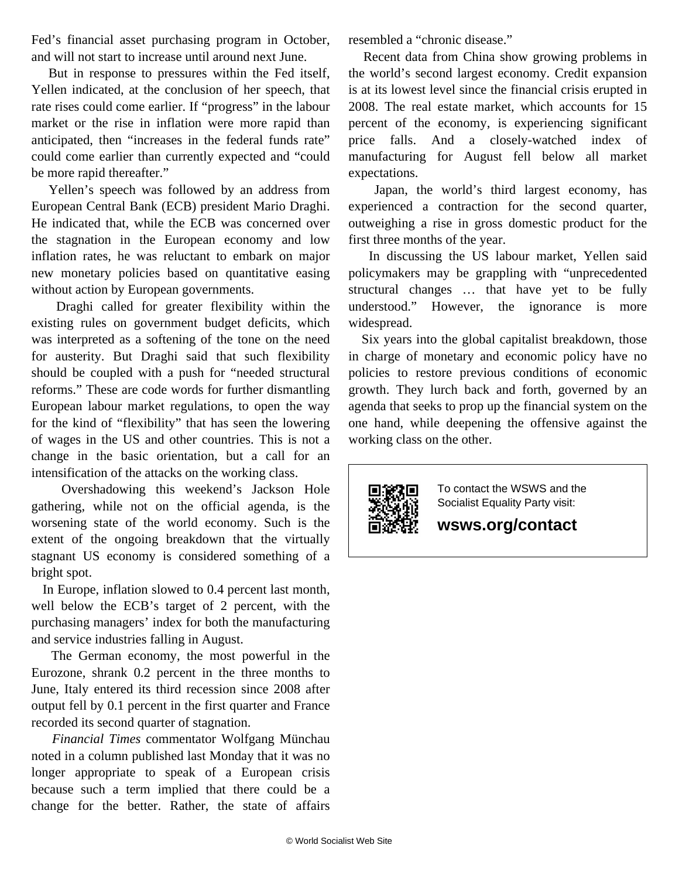Fed's financial asset purchasing program in October, and will not start to increase until around next June.

But in response to pressures within the Fed itself, Yellen indicated, at the conclusion of her speech, that rate rises could come earlier. If "progress" in the labour market or the rise in inflation were more rapid than anticipated, then "increases in the federal funds rate" could come earlier than currently expected and "could be more rapid thereafter."

Yellen's speech was followed by an address from European Central Bank (ECB) president Mario Draghi. He indicated that, while the ECB was concerned over the stagnation in the European economy and low inflation rates, he was reluctant to embark on major new monetary policies based on quantitative easing without action by European governments.

Draghi called for greater flexibility within the existing rules on government budget deficits, which was interpreted as a softening of the tone on the need for austerity. But Draghi said that such flexibility should be coupled with a push for "needed structural reforms." These are code words for further dismantling European labour market regulations, to open the way for the kind of "flexibility" that has seen the lowering of wages in the US and other countries. This is not a change in the basic orientation, but a call for an intensification of the attacks on the working class.

Overshadowing this weekend's Jackson Hole gathering, while not on the official agenda, is the worsening state of the world economy. Such is the extent of the ongoing breakdown that the virtually stagnant US economy is considered something of a bright spot.

In Europe, inflation slowed to 0.4 percent last month, well below the ECB's target of 2 percent, with the purchasing managers' index for both the manufacturing and service industries falling in August.

The German economy, the most powerful in the Eurozone, shrank 0.2 percent in the three months to June, Italy entered its third recession since 2008 after output fell by 0.1 percent in the first quarter and France recorded its second quarter of stagnation.

*Financial Times* commentator Wolfgang Münchau noted in a column published last Monday that it was no longer appropriate to speak of a European crisis because such a term implied that there could be a change for the better. Rather, the state of affairs resembled a "chronic disease."

Recent data from China show growing problems in the world's second largest economy. Credit expansion is at its lowest level since the financial crisis erupted in 2008. The real estate market, which accounts for 15 percent of the economy, is experiencing significant price falls. And a closely-watched index of manufacturing for August fell below all market expectations.

Japan, the world's third largest economy, has experienced a contraction for the second quarter, outweighing a rise in gross domestic product for the first three months of the year.

In discussing the US labour market, Yellen said policymakers may be grappling with "unprecedented structural changes … that have yet to be fully understood." However, the ignorance is more widespread.

Six years into the global capitalist breakdown, those in charge of monetary and economic policy have no policies to restore previous conditions of economic growth. They lurch back and forth, governed by an agenda that seeks to prop up the financial system on the one hand, while deepening the offensive against the working class on the other.

To contact the WSWS and the Socialist Equality Party visit:

**wsws.org/contact**